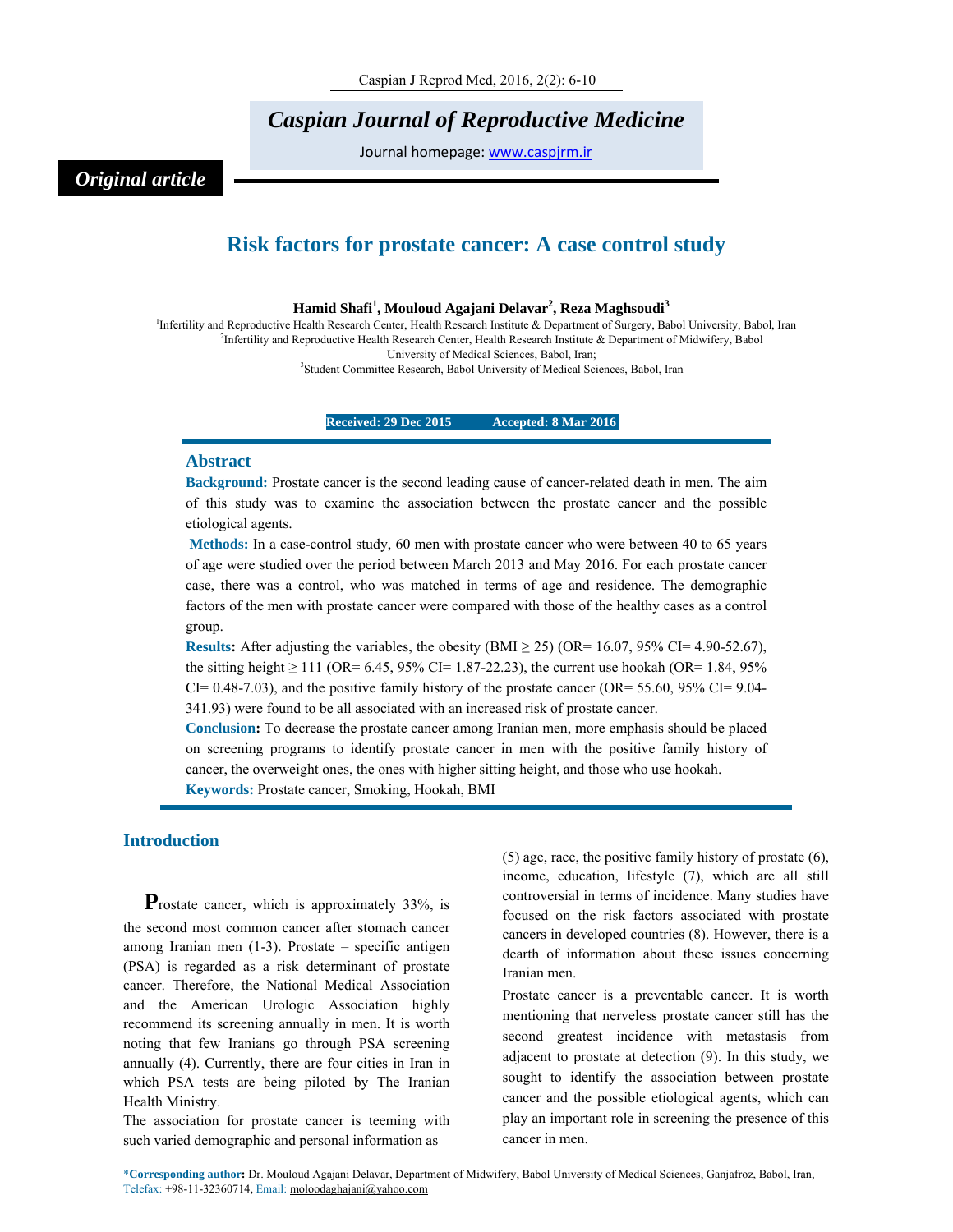# Risk factors for prostate cancer: A case control study

**Hamid Shafi[1], Mouloud Agajani Delavar[2], Reza Maghsoudi[3]**

[1]Infertility and Reproductive Health Research Center, Health Research Institute & Department of Surgery, Babol University, Babol, Iran
[2]Infertility and Reproductive Health Research Center, Health Research Institute & Department of Midwifery, Babol University of Medical Sciences, Babol, Iran;
[3]Student Committee Research, Babol University of Medical Sciences, Babol, Iran

**Received: 29 Dec 2015 Accepted: 8 Mar 2016**

## Abstract

**Background:** Prostate cancer is the second leading cause of cancer-related death in men. The aim of this study was to examine the association between the prostate cancer and the possible etiological agents.

**Methods:** In a case-control study, 60 men with prostate cancer who were between 40 to 65 years of age were studied over the period between March 2013 and May 2016. For each prostate cancer case, there was a control, who was matched in terms of age and residence. The demographic factors of the men with prostate cancer were compared with those of the healthy cases as a control group.

**Results:** After adjusting the variables, the obesity (BMI ≥ 25) (OR= 16.07, 95% CI= 4.90-52.67), the sitting height ≥ 111 (OR= 6.45, 95% CI= 1.87-22.23), the current use hookah (OR= 1.84, 95% CI= 0.48-7.03), and the positive family history of the prostate cancer (OR= 55.60, 95% CI= 9.04-341.93) were found to be all associated with an increased risk of prostate cancer.

**Conclusion:** To decrease the prostate cancer among Iranian men, more emphasis should be placed on screening programs to identify prostate cancer in men with the positive family history of cancer, the overweight ones, the ones with higher sitting height, and those who use hookah.

**Keywords:** Prostate cancer, Smoking, Hookah, BMI

## Introduction

Prostate cancer, which is approximately 33%, is the second most common cancer after stomach cancer among Iranian men (1-3). Prostate – specific antigen (PSA) is regarded as a risk determinant of prostate cancer. Therefore, the National Medical Association and the American Urologic Association highly recommend its screening annually in men. It is worth noting that few Iranians go through PSA screening annually (4). Currently, there are four cities in Iran in which PSA tests are being piloted by The Iranian Health Ministry.

The association for prostate cancer is teeming with such varied demographic and personal information as (5) age, race, the positive family history of prostate (6), income, education, lifestyle (7), which are all still controversial in terms of incidence. Many studies have focused on the risk factors associated with prostate cancers in developed countries (8). However, there is a dearth of information about these issues concerning Iranian men.

Prostate cancer is a preventable cancer. It is worth mentioning that nerveless prostate cancer still has the second greatest incidence with metastasis from adjacent to prostate at detection (9). In this study, we sought to identify the association between prostate cancer and the possible etiological agents, which can play an important role in screening the presence of this cancer in men.

*Corresponding author: Dr. Mouloud Agajani Delavar, Department of Midwifery, Babol University of Medical Sciences, Ganjafroz, Babol, Iran, Telefax: +98-11-32360714, Email: moloodaghajani@yahoo.com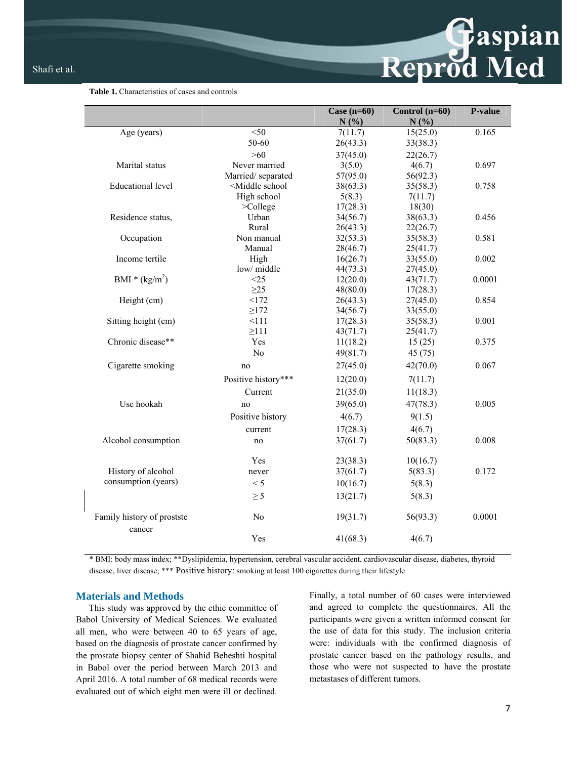**Table 1.** Characteristics of cases and controls

| | | Case (n=60) N (%) | Control (n=60) N (%) | P-value |
|---|---|---|---|---|
| Age (years) | <50 | 7(11.7) | 15(25.0) | 0.165 |
| | 50-60 | 26(43.3) | 33(38.3) | |
| | >60 | 37(45.0) | 22(26.7) | |
| Marital status | Never married | 3(5.0) | 4(6.7) | 0.697 |
| | Married/ separated | 57(95.0) | 56(92.3) | |
| Educational level | <Middle school | 38(63.3) | 35(58.3) | 0.758 |
| | High school | 5(8.3) | 7(11.7) | |
| | >College | 17(28.3) | 18(30) | |
| Residence status, | Urban | 34(56.7) | 38(63.3) | 0.456 |
| | Rural | 26(43.3) | 22(26.7) | |
| Occupation | Non manual | 32(53.3) | 35(58.3) | 0.581 |
| | Manual | 28(46.7) | 25(41.7) | |
| Income tertile | High | 16(26.7) | 33(55.0) | 0.002 |
| | low/ middle | 44(73.3) | 27(45.0) | |
| BMI * ($kg/m^2$) | <25 | 12(20.0) | 43(71.7) | 0.0001 |
| | ≥25 | 48(80.0) | 17(28.3) | |
| Height (cm) | <172 | 26(43.3) | 27(45.0) | 0.854 |
| | ≥172 | 34(56.7) | 33(55.0) | |
| Sitting height (cm) | <111 | 17(28.3) | 35(58.3) | 0.001 |
| | ≥111 | 43(71.7) | 25(41.7) | |
| Chronic disease** | Yes | 11(18.2) | 15 (25) | 0.375 |
| | No | 49(81.7) | 45 (75) | |
| Cigarette smoking | no | 27(45.0) | 42(70.0) | 0.067 |
| | Positive history*** | 12(20.0) | 7(11.7) | |
| | Current | 21(35.0) | 11(18.3) | |
| Use hookah | no | 39(65.0) | 47(78.3) | 0.005 |
| | Positive history | 4(6.7) | 9(1.5) | |
| | current | 17(28.3) | 4(6.7) | |
| Alcohol consumption | no | 37(61.7) | 50(83.3) | 0.008 |
| | Yes | 23(38.3) | 10(16.7) | |
| History of alcohol consumption (years) | never | 37(61.7) | 5(83.3) | 0.172 |
| | < 5 | 10(16.7) | 5(8.3) | |
| | ≥ 5 | 13(21.7) | 5(8.3) | |
| Family history of prostste cancer | No | 19(31.7) | 56(93.3) | 0.0001 |
| | Yes | 41(68.3) | 4(6.7) | |

* BMI: body mass index; **Dyslipidemia, hypertension, cerebral vascular accident, cardiovascular disease, diabetes, thyroid disease, liver disease; *** Positive history: smoking at least 100 cigarettes during their lifestyle

## Materials and Methods

This study was approved by the ethic committee of Babol University of Medical Sciences. We evaluated all men, who were between 40 to 65 years of age, based on the diagnosis of prostate cancer confirmed by the prostate biopsy center of Shahid Beheshti hospital in Babol over the period between March 2013 and April 2016. A total number of 68 medical records were evaluated out of which eight men were ill or declined. Finally, a total number of 60 cases were interviewed and agreed to complete the questionnaires. All the participants were given a written informed consent for the use of data for this study. The inclusion criteria were: individuals with the confirmed diagnosis of prostate cancer based on the pathology results, and those who were not suspected to have the prostate metastases of different tumors.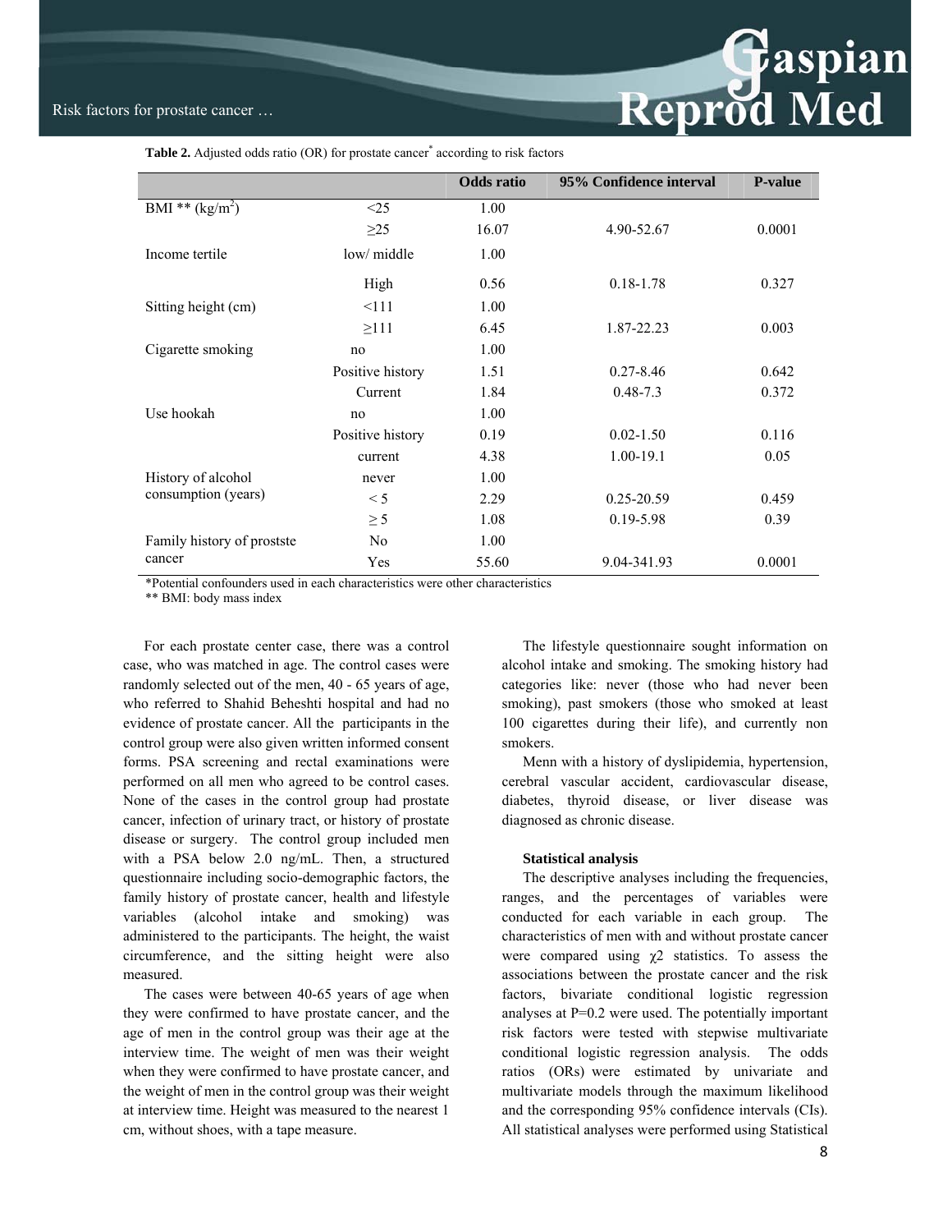**Table 2.** Adjusted odds ratio (OR) for prostate cancer* according to risk factors

| | | Odds ratio | 95% Confidence interval | P-value |
|---|---|---|---|---|
| BMI ** ($kg/m^2$) | <25 | 1.00 | | |
| | ≥25 | 16.07 | 4.90-52.67 | 0.0001 |
| Income tertile | low/ middle | 1.00 | | |
| | High | 0.56 | 0.18-1.78 | 0.327 |
| Sitting height (cm) | <111 | 1.00 | | |
| | ≥111 | 6.45 | 1.87-22.23 | 0.003 |
| Cigarette smoking | no | 1.00 | | |
| | Positive history | 1.51 | 0.27-8.46 | 0.642 |
| | Current | 1.84 | 0.48-7.3 | 0.372 |
| Use hookah | no | 1.00 | | |
| | Positive history | 0.19 | 0.02-1.50 | 0.116 |
| | current | 4.38 | 1.00-19.1 | 0.05 |
| History of alcohol consumption (years) | never | 1.00 | | |
| | < 5 | 2.29 | 0.25-20.59 | 0.459 |
| | ≥ 5 | 1.08 | 0.19-5.98 | 0.39 |
| Family history of prostste cancer | No | 1.00 | | |
| | Yes | 55.60 | 9.04-341.93 | 0.0001 |

*Potential confounders used in each characteristics were other characteristics

** BMI: body mass index

For each prostate center case, there was a control case, who was matched in age. The control cases were randomly selected out of the men, 40 - 65 years of age, who referred to Shahid Beheshti hospital and had no evidence of prostate cancer. All the participants in the control group were also given written informed consent forms. PSA screening and rectal examinations were performed on all men who agreed to be control cases. None of the cases in the control group had prostate cancer, infection of urinary tract, or history of prostate disease or surgery. The control group included men with a PSA below 2.0 ng/mL. Then, a structured questionnaire including socio-demographic factors, the family history of prostate cancer, health and lifestyle variables (alcohol intake and smoking) was administered to the participants. The height, the waist circumference, and the sitting height were also measured.

The cases were between 40-65 years of age when they were confirmed to have prostate cancer, and the age of men in the control group was their age at the interview time. The weight of men was their weight when they were confirmed to have prostate cancer, and the weight of men in the control group was their weight at interview time. Height was measured to the nearest 1 cm, without shoes, with a tape measure.

The lifestyle questionnaire sought information on alcohol intake and smoking. The smoking history had categories like: never (those who had never been smoking), past smokers (those who smoked at least 100 cigarettes during their life), and currently non smokers.

Menn with a history of dyslipidemia, hypertension, cerebral vascular accident, cardiovascular disease, diabetes, thyroid disease, or liver disease was diagnosed as chronic disease.

#### Statistical analysis

The descriptive analyses including the frequencies, ranges, and the percentages of variables were conducted for each variable in each group. The characteristics of men with and without prostate cancer were compared using $\chi2$ statistics. To assess the associations between the prostate cancer and the risk factors, bivariate conditional logistic regression analyses at P=0.2 were used. The potentially important risk factors were tested with stepwise multivariate conditional logistic regression analysis. The odds ratios (ORs) were estimated by univariate and multivariate models through the maximum likelihood and the corresponding 95% confidence intervals (CIs). All statistical analyses were performed using Statistical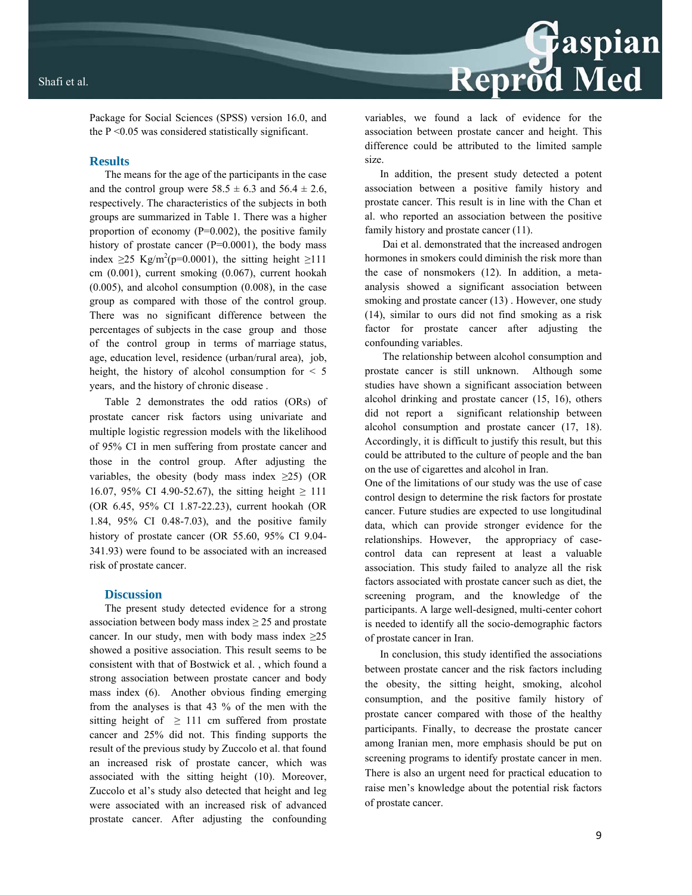Package for Social Sciences (SPSS) version 16.0, and the $P < 0.05$ was considered statistically significant.

## Results

The means for the age of the participants in the case and the control group were 58.5 ± 6.3 and 56.4 ± 2.6, respectively. The characteristics of the subjects in both groups are summarized in Table 1. There was a higher proportion of economy (P=0.002), the positive family history of prostate cancer (P=0.0001), the body mass index ≥25 Kg/m$^2$(p=0.0001), the sitting height ≥111 cm (0.001), current smoking (0.067), current hookah (0.005), and alcohol consumption (0.008), in the case group as compared with those of the control group. There was no significant difference between the percentages of subjects in the case group and those of the control group in terms of marriage status, age, education level, residence (urban/rural area), job, height, the history of alcohol consumption for < 5 years, and the history of chronic disease .

Table 2 demonstrates the odd ratios (ORs) of prostate cancer risk factors using univariate and multiple logistic regression models with the likelihood of 95% CI in men suffering from prostate cancer and those in the control group. After adjusting the variables, the obesity (body mass index ≥25) (OR 16.07, 95% CI 4.90-52.67), the sitting height ≥ 111 (OR 6.45, 95% CI 1.87-22.23), current hookah (OR 1.84, 95% CI 0.48-7.03), and the positive family history of prostate cancer (OR 55.60, 95% CI 9.04-341.93) were found to be associated with an increased risk of prostate cancer.

## Discussion

The present study detected evidence for a strong association between body mass index ≥ 25 and prostate cancer. In our study, men with body mass index ≥25 showed a positive association. This result seems to be consistent with that of Bostwick et al. , which found a strong association between prostate cancer and body mass index (6). Another obvious finding emerging from the analyses is that 43 % of the men with the sitting height of ≥ 111 cm suffered from prostate cancer and 25% did not. This finding supports the result of the previous study by Zuccolo et al. that found an increased risk of prostate cancer, which was associated with the sitting height (10). Moreover, Zuccolo et al's study also detected that height and leg were associated with an increased risk of advanced prostate cancer. After adjusting the confounding variables, we found a lack of evidence for the association between prostate cancer and height. This difference could be attributed to the limited sample size.

In addition, the present study detected a potent association between a positive family history and prostate cancer. This result is in line with the Chan et al. who reported an association between the positive family history and prostate cancer (11).

Dai et al. demonstrated that the increased androgen hormones in smokers could diminish the risk more than the case of nonsmokers (12). In addition, a meta-analysis showed a significant association between smoking and prostate cancer (13) . However, one study (14), similar to ours did not find smoking as a risk factor for prostate cancer after adjusting the confounding variables.

The relationship between alcohol consumption and prostate cancer is still unknown. Although some studies have shown a significant association between alcohol drinking and prostate cancer (15, 16), others did not report a significant relationship between alcohol consumption and prostate cancer (17, 18). Accordingly, it is difficult to justify this result, but this could be attributed to the culture of people and the ban on the use of cigarettes and alcohol in Iran.

One of the limitations of our study was the use of case control design to determine the risk factors for prostate cancer. Future studies are expected to use longitudinal data, which can provide stronger evidence for the relationships. However, the appropriacy of case-control data can represent at least a valuable association. This study failed to analyze all the risk factors associated with prostate cancer such as diet, the screening program, and the knowledge of the participants. A large well-designed, multi-center cohort is needed to identify all the socio-demographic factors of prostate cancer in Iran.

In conclusion, this study identified the associations between prostate cancer and the risk factors including the obesity, the sitting height, smoking, alcohol consumption, and the positive family history of prostate cancer compared with those of the healthy participants. Finally, to decrease the prostate cancer among Iranian men, more emphasis should be put on screening programs to identify prostate cancer in men. There is also an urgent need for practical education to raise men's knowledge about the potential risk factors of prostate cancer.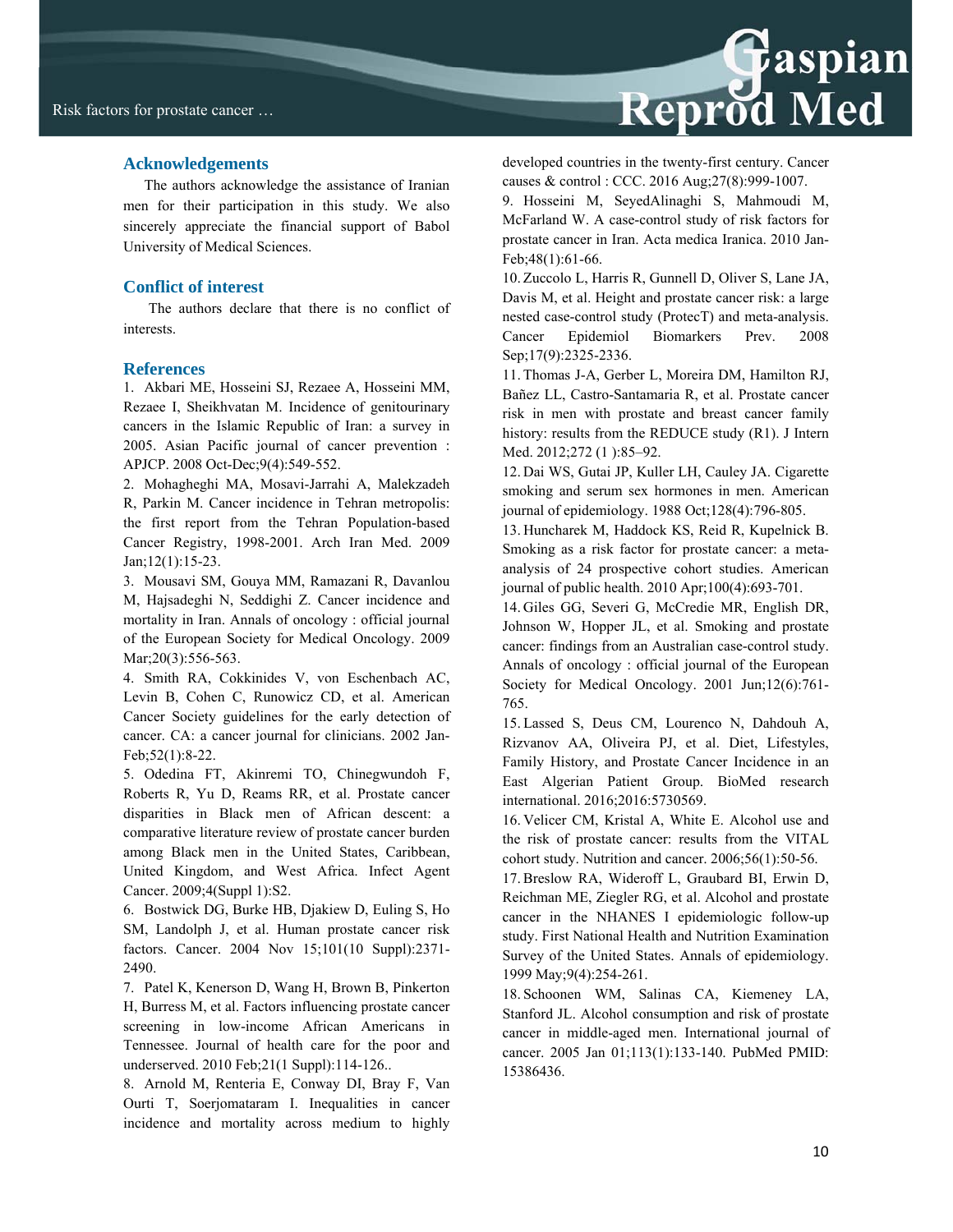## Acknowledgements

The authors acknowledge the assistance of Iranian men for their participation in this study. We also sincerely appreciate the financial support of Babol University of Medical Sciences.

## Conflict of interest

The authors declare that there is no conflict of interests.

## References

1. Akbari ME, Hosseini SJ, Rezaee A, Hosseini MM, Rezaee I, Sheikhvatan M. Incidence of genitourinary cancers in the Islamic Republic of Iran: a survey in 2005. Asian Pacific journal of cancer prevention : APJCP. 2008 Oct-Dec;9(4):549-552.
2. Mohagheghi MA, Mosavi-Jarrahi A, Malekzadeh R, Parkin M. Cancer incidence in Tehran metropolis: the first report from the Tehran Population-based Cancer Registry, 1998-2001. Arch Iran Med. 2009 Jan;12(1):15-23.
3. Mousavi SM, Gouya MM, Ramazani R, Davanlou M, Hajsadeghi N, Seddighi Z. Cancer incidence and mortality in Iran. Annals of oncology : official journal of the European Society for Medical Oncology. 2009 Mar;20(3):556-563.
4. Smith RA, Cokkinides V, von Eschenbach AC, Levin B, Cohen C, Runowicz CD, et al. American Cancer Society guidelines for the early detection of cancer. CA: a cancer journal for clinicians. 2002 Jan-Feb;52(1):8-22.
5. Odedina FT, Akinremi TO, Chinegwundoh F, Roberts R, Yu D, Reams RR, et al. Prostate cancer disparities in Black men of African descent: a comparative literature review of prostate cancer burden among Black men in the United States, Caribbean, United Kingdom, and West Africa. Infect Agent Cancer. 2009;4(Suppl 1):S2.
6. Bostwick DG, Burke HB, Djakiew D, Euling S, Ho SM, Landolph J, et al. Human prostate cancer risk factors. Cancer. 2004 Nov 15;101(10 Suppl):2371-2490.
7. Patel K, Kenerson D, Wang H, Brown B, Pinkerton H, Burress M, et al. Factors influencing prostate cancer screening in low-income African Americans in Tennessee. Journal of health care for the poor and underserved. 2010 Feb;21(1 Suppl):114-126..
8. Arnold M, Renteria E, Conway DI, Bray F, Van Ourti T, Soerjomataram I. Inequalities in cancer incidence and mortality across medium to highly developed countries in the twenty-first century. Cancer causes & control : CCC. 2016 Aug;27(8):999-1007.
9. Hosseini M, SeyedAlinaghi S, Mahmoudi M, McFarland W. A case-control study of risk factors for prostate cancer in Iran. Acta medica Iranica. 2010 Jan-Feb;48(1):61-66.
10. Zuccolo L, Harris R, Gunnell D, Oliver S, Lane JA, Davis M, et al. Height and prostate cancer risk: a large nested case-control study (ProtecT) and meta-analysis. Cancer Epidemiol Biomarkers Prev. 2008 Sep;17(9):2325-2336.
11. Thomas J-A, Gerber L, Moreira DM, Hamilton RJ, Bañez LL, Castro-Santamaria R, et al. Prostate cancer risk in men with prostate and breast cancer family history: results from the REDUCE study (R1). J Intern Med. 2012;272 (1 ):85–92.
12. Dai WS, Gutai JP, Kuller LH, Cauley JA. Cigarette smoking and serum sex hormones in men. American journal of epidemiology. 1988 Oct;128(4):796-805.
13. Huncharek M, Haddock KS, Reid R, Kupelnick B. Smoking as a risk factor for prostate cancer: a meta-analysis of 24 prospective cohort studies. American journal of public health. 2010 Apr;100(4):693-701.
14. Giles GG, Severi G, McCredie MR, English DR, Johnson W, Hopper JL, et al. Smoking and prostate cancer: findings from an Australian case-control study. Annals of oncology : official journal of the European Society for Medical Oncology. 2001 Jun;12(6):761-765.
15. Lassed S, Deus CM, Lourenco N, Dahdouh A, Rizvanov AA, Oliveira PJ, et al. Diet, Lifestyles, Family History, and Prostate Cancer Incidence in an East Algerian Patient Group. BioMed research international. 2016;2016:5730569.
16. Velicer CM, Kristal A, White E. Alcohol use and the risk of prostate cancer: results from the VITAL cohort study. Nutrition and cancer. 2006;56(1):50-56.
17. Breslow RA, Wideroff L, Graubard BI, Erwin D, Reichman ME, Ziegler RG, et al. Alcohol and prostate cancer in the NHANES I epidemiologic follow-up study. First National Health and Nutrition Examination Survey of the United States. Annals of epidemiology. 1999 May;9(4):254-261.
18. Schoonen WM, Salinas CA, Kiemeney LA, Stanford JL. Alcohol consumption and risk of prostate cancer in middle-aged men. International journal of cancer. 2005 Jan 01;113(1):133-140. PubMed PMID: 15386436.